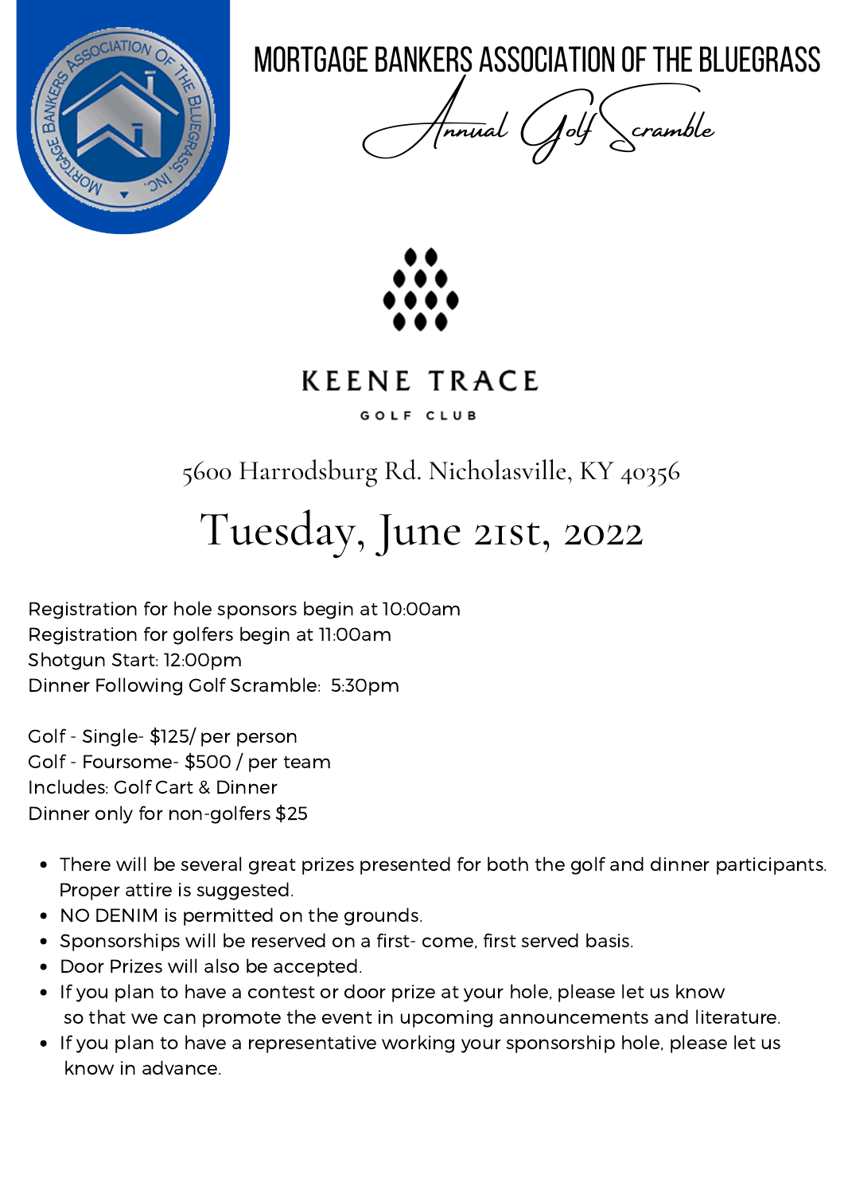# MORTGAGE BANKERS ASSOCIATION OF THE BLUEGRASS

## Annual Golf Scramble

KEENE TRACE

GOLF CLUB

5600 Harrodsburg Rd. Nicholasville, KY 40356

## Tuesday, June 21st, 2022

Registration for hole sponsors begin at 10:00am
Registration for golfers begin at 11:00am
Shotgun Start: 12:00pm
Dinner Following Golf Scramble: 5:30pm

Golf - Single- $125/ per person
Golf - Foursome- $500 / per team
Includes: Golf Cart & Dinner
Dinner only for non-golfers $25

- There will be several great prizes presented for both the golf and dinner participants. Proper attire is suggested.
- NO DENIM is permitted on the grounds.
- Sponsorships will be reserved on a first- come, first served basis.
- Door Prizes will also be accepted.
- If you plan to have a contest or door prize at your hole, please let us know so that we can promote the event in upcoming announcements and literature.
- If you plan to have a representative working your sponsorship hole, please let us know in advance.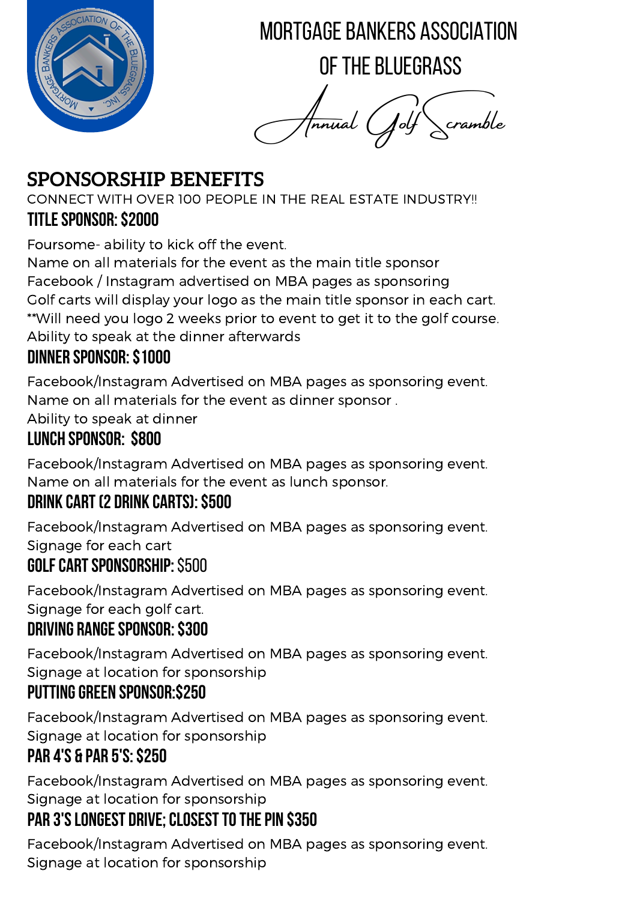# MORTGAGE BANKERS ASSOCIATION OF THE BLUEGRASS

*Annual Golf Scramble*

## SPONSORSHIP BENEFITS

CONNECT WITH OVER 100 PEOPLE IN THE REAL ESTATE INDUSTRY!!

### TITLE SPONSOR: $2000

Foursome- ability to kick off the event.
Name on all materials for the event as the main title sponsor
Facebook / Instagram advertised on MBA pages as sponsoring
Golf carts will display your logo as the main title sponsor in each cart.
**Will need you logo 2 weeks prior to event to get it to the golf course.
Ability to speak at the dinner afterwards

### DINNER SPONSOR: $1000

Facebook/Instagram Advertised on MBA pages as sponsoring event.
Name on all materials for the event as dinner sponsor .
Ability to speak at dinner

### LUNCH SPONSOR: $800

Facebook/Instagram Advertised on MBA pages as sponsoring event.
Name on all materials for the event as lunch sponsor.

### DRINK CART (2 DRINK CARTS): $500

Facebook/Instagram Advertised on MBA pages as sponsoring event.
Signage for each cart

### GOLF CART SPONSORSHIP: $500

Facebook/Instagram Advertised on MBA pages as sponsoring event.
Signage for each golf cart.

### DRIVING RANGE SPONSOR: $300

Facebook/Instagram Advertised on MBA pages as sponsoring event.
Signage at location for sponsorship

### PUTTING GREEN SPONSOR:$250

Facebook/Instagram Advertised on MBA pages as sponsoring event.
Signage at location for sponsorship

### PAR 4'S & PAR 5'S: $250

Facebook/Instagram Advertised on MBA pages as sponsoring event.
Signage at location for sponsorship

### PAR 3'S LONGEST DRIVE; CLOSEST TO THE PIN $350

Facebook/Instagram Advertised on MBA pages as sponsoring event.
Signage at location for sponsorship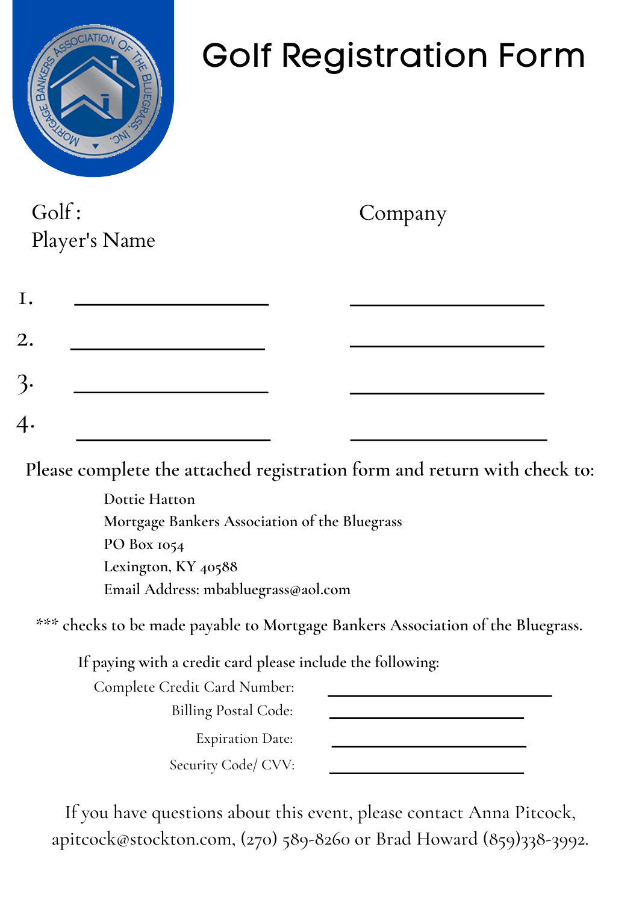# Golf Registration Form

| Golf: Player's Name | Company |
|---|---|
| 1. ____________________ | ____________________ |
| 2. ____________________ | ____________________ |
| 3. ____________________ | ____________________ |
| 4. ____________________ | ____________________ |

Please complete the attached registration form and return with check to:

Dottie Hatton
Mortgage Bankers Association of the Bluegrass
PO Box 1054
Lexington, KY 40588
Email Address: mbabluegrass@aol.com

*** checks to be made payable to Mortgage Bankers Association of the Bluegrass.

If paying with a credit card please include the following:

Complete Credit Card Number: ____________________

Billing Postal Code: ____________________

Expiration Date: ____________________

Security Code/ CVV: ____________________

If you have questions about this event, please contact Anna Pitcock, apitcock@stockton.com, (270) 589-8260 or Brad Howard (859)338-3992.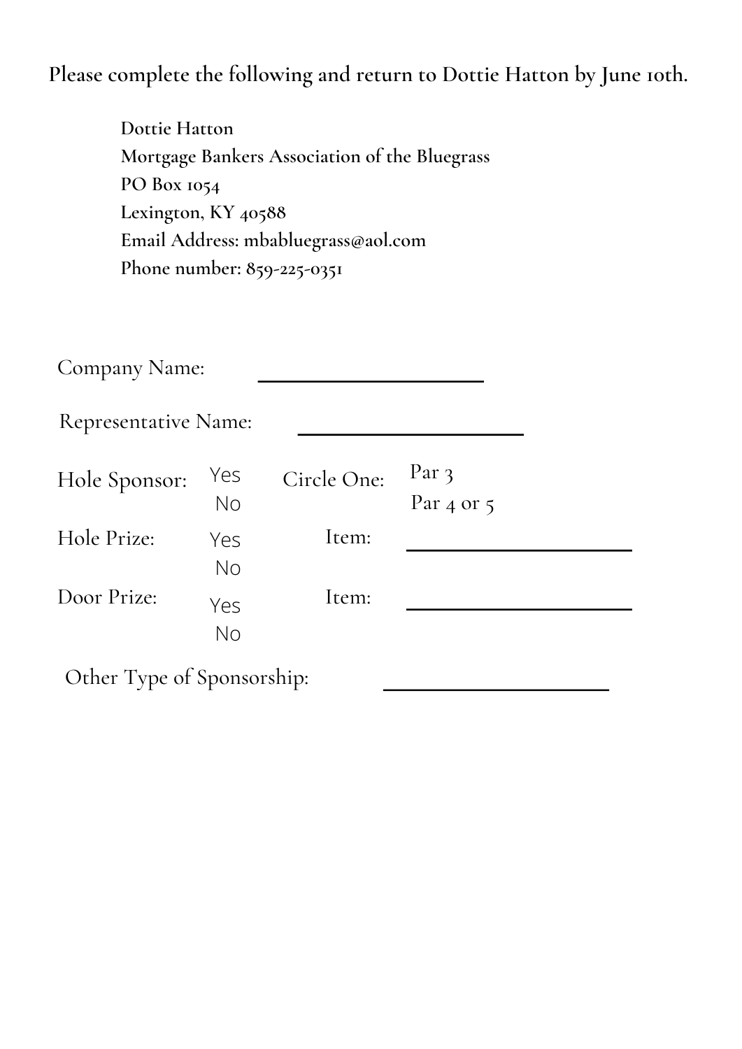**Please complete the following and return to Dottie Hatton by June 10th.**

**Dottie Hatton**
**Mortgage Bankers Association of the Bluegrass**
**PO Box 1054**
**Lexington, KY 40588**
**Email Address: mbabluegrass@aol.com**
**Phone number: 859-225-0351**

Company Name: ______________________

Representative Name: ______________________

Hole Sponsor: Yes No Circle One: Par 3 Par 4 or 5

Hole Prize: Yes No Item: ______________________

Door Prize: Yes No Item: ______________________

Other Type of Sponsorship: ______________________